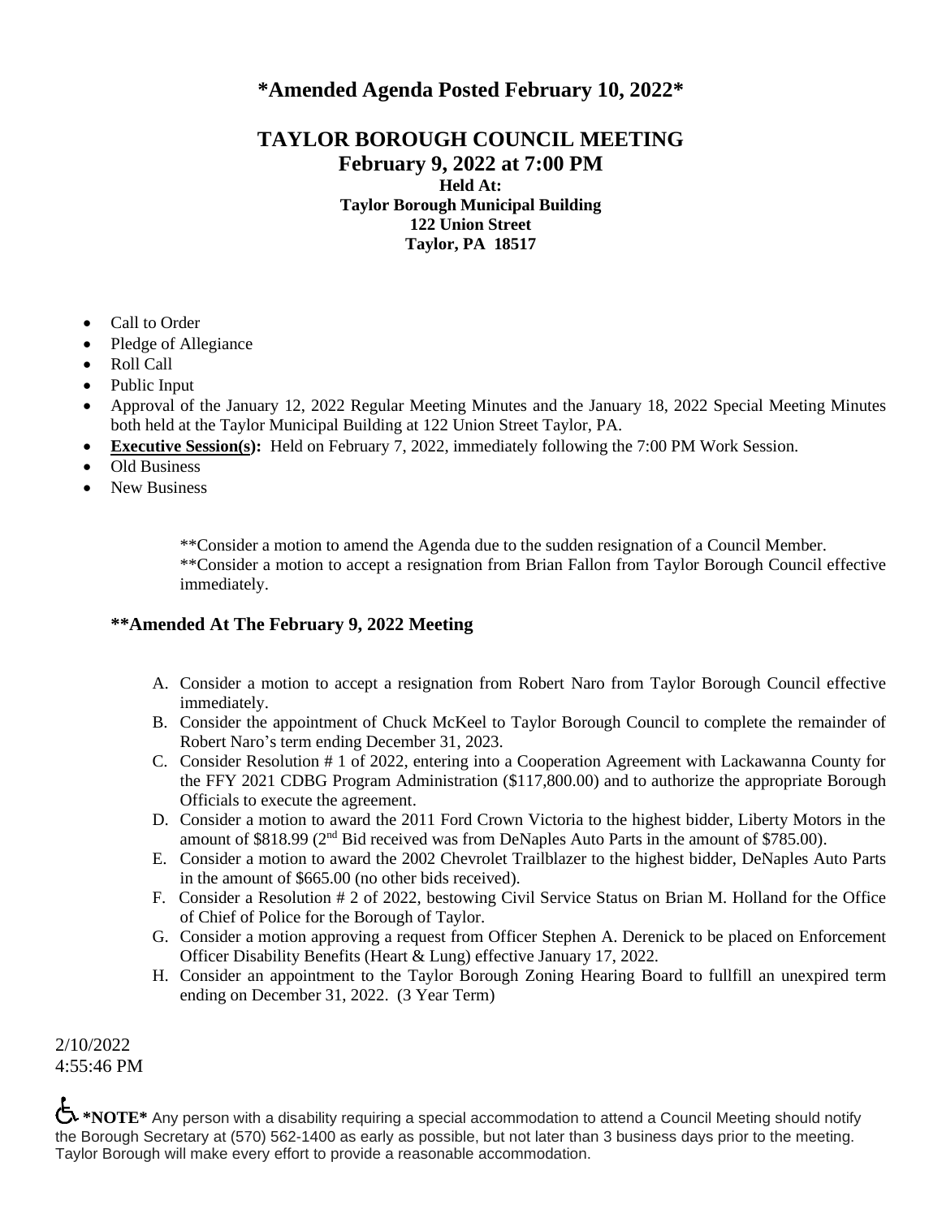# *Amended Agenda Posted February 10, 2022*

## TAYLOR BOROUGH COUNCIL MEETING

### February 9, 2022 at 7:00 PM

**Held At:**
**Taylor Borough Municipal Building**
**122 Union Street**
**Taylor, PA 18517**

- Call to Order
- Pledge of Allegiance
- Roll Call
- Public Input
- Approval of the January 12, 2022 Regular Meeting Minutes and the January 18, 2022 Special Meeting Minutes both held at the Taylor Municipal Building at 122 Union Street Taylor, PA.
- **Executive Session(s):** Held on February 7, 2022, immediately following the 7:00 PM Work Session.
- Old Business
- New Business

> **Consider a motion to amend the Agenda due to the sudden resignation of a Council Member.
> **Consider a motion to accept a resignation from Brian Fallon from Taylor Borough Council effective immediately.

**\*\*Amended At The February 9, 2022 Meeting**

A. Consider a motion to accept a resignation from Robert Naro from Taylor Borough Council effective immediately.
B. Consider the appointment of Chuck McKeel to Taylor Borough Council to complete the remainder of Robert Naro's term ending December 31, 2023.
C. Consider Resolution # 1 of 2022, entering into a Cooperation Agreement with Lackawanna County for the FFY 2021 CDBG Program Administration ($117,800.00) and to authorize the appropriate Borough Officials to execute the agreement.
D. Consider a motion to award the 2011 Ford Crown Victoria to the highest bidder, Liberty Motors in the amount of $818.99 (2nd Bid received was from DeNaples Auto Parts in the amount of $785.00).
E. Consider a motion to award the 2002 Chevrolet Trailblazer to the highest bidder, DeNaples Auto Parts in the amount of $665.00 (no other bids received).
F. Consider a Resolution # 2 of 2022, bestowing Civil Service Status on Brian M. Holland for the Office of Chief of Police for the Borough of Taylor.
G. Consider a motion approving a request from Officer Stephen A. Derenick to be placed on Enforcement Officer Disability Benefits (Heart & Lung) effective January 17, 2022.
H. Consider an appointment to the Taylor Borough Zoning Hearing Board to fullfill an unexpired term ending on December 31, 2022. (3 Year Term)

2/10/2022
4:55:46 PM

**\*NOTE\*** Any person with a disability requiring a special accommodation to attend a Council Meeting should notify the Borough Secretary at (570) 562-1400 as early as possible, but not later than 3 business days prior to the meeting. Taylor Borough will make every effort to provide a reasonable accommodation.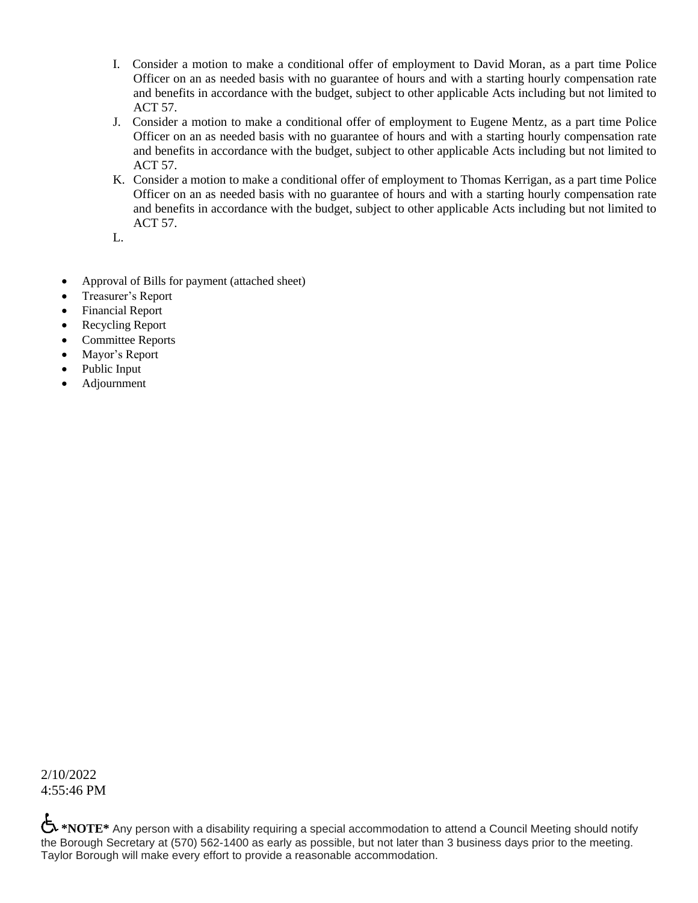I. Consider a motion to make a conditional offer of employment to David Moran, as a part time Police Officer on an as needed basis with no guarantee of hours and with a starting hourly compensation rate and benefits in accordance with the budget, subject to other applicable Acts including but not limited to ACT 57.

J. Consider a motion to make a conditional offer of employment to Eugene Mentz, as a part time Police Officer on an as needed basis with no guarantee of hours and with a starting hourly compensation rate and benefits in accordance with the budget, subject to other applicable Acts including but not limited to ACT 57.

K. Consider a motion to make a conditional offer of employment to Thomas Kerrigan, as a part time Police Officer on an as needed basis with no guarantee of hours and with a starting hourly compensation rate and benefits in accordance with the budget, subject to other applicable Acts including but not limited to ACT 57.

L.

- Approval of Bills for payment (attached sheet)
- Treasurer's Report
- Financial Report
- Recycling Report
- Committee Reports
- Mayor's Report
- Public Input
- Adjournment

2/10/2022
4:55:46 PM

♿ **\*NOTE\*** Any person with a disability requiring a special accommodation to attend a Council Meeting should notify the Borough Secretary at (570) 562-1400 as early as possible, but not later than 3 business days prior to the meeting. Taylor Borough will make every effort to provide a reasonable accommodation.